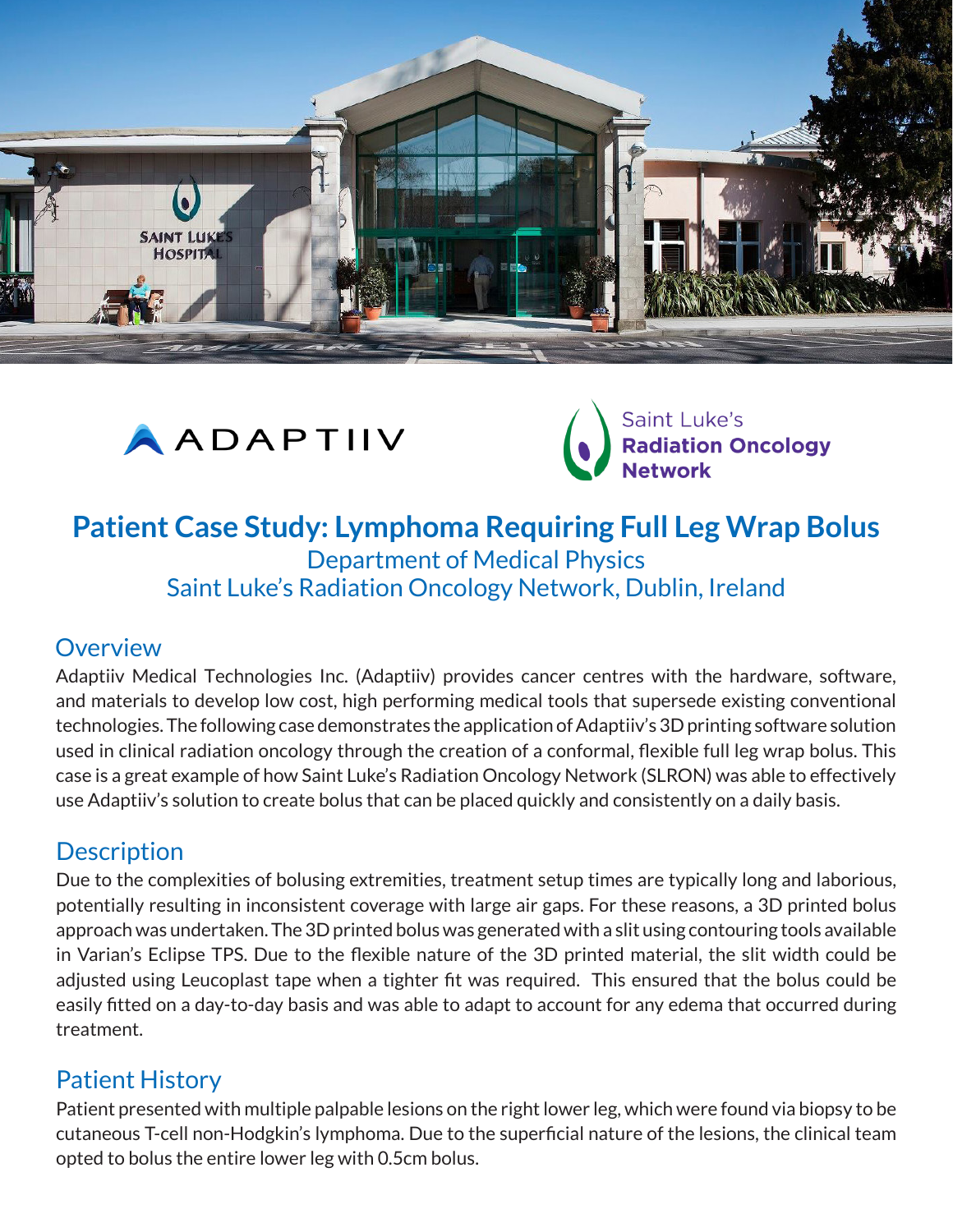# Patient Case Study: Lymphoma Requiring Full Leg Wrap Bolus

Department of Medical Physics

Saint Luke's Radiation Oncology Network, Dublin, Ireland

## Overview

Adaptiiv Medical Technologies Inc. (Adaptiiv) provides cancer centres with the hardware, software, and materials to develop low cost, high performing medical tools that supersede existing conventional technologies. The following case demonstrates the application of Adaptiiv's 3D printing software solution used in clinical radiation oncology through the creation of a conformal, flexible full leg wrap bolus. This case is a great example of how Saint Luke's Radiation Oncology Network (SLRON) was able to effectively use Adaptiiv's solution to create bolus that can be placed quickly and consistently on a daily basis.

## Description

Due to the complexities of bolusing extremities, treatment setup times are typically long and laborious, potentially resulting in inconsistent coverage with large air gaps. For these reasons, a 3D printed bolus approach was undertaken. The 3D printed bolus was generated with a slit using contouring tools available in Varian's Eclipse TPS. Due to the flexible nature of the 3D printed material, the slit width could be adjusted using Leucoplast tape when a tighter fit was required. This ensured that the bolus could be easily fitted on a day-to-day basis and was able to adapt to account for any edema that occurred during treatment.

## Patient History

Patient presented with multiple palpable lesions on the right lower leg, which were found via biopsy to be cutaneous T-cell non-Hodgkin's lymphoma. Due to the superficial nature of the lesions, the clinical team opted to bolus the entire lower leg with 0.5cm bolus.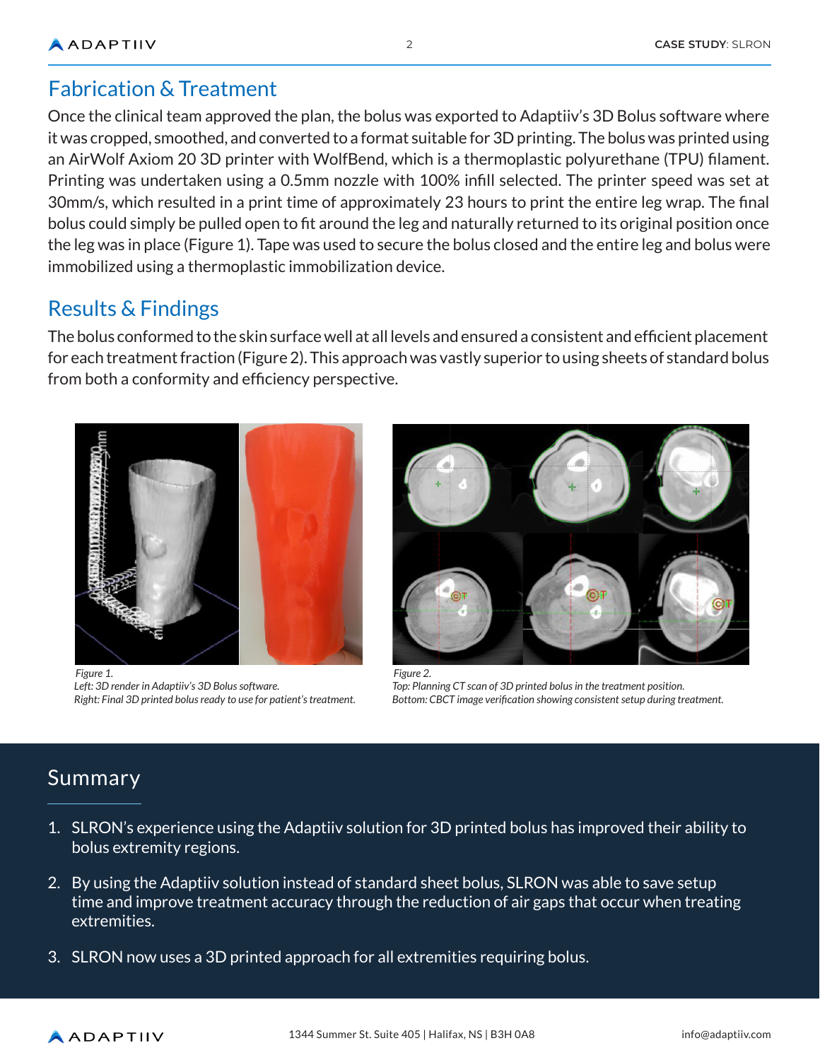## Fabrication & Treatment

Once the clinical team approved the plan, the bolus was exported to Adaptiiv's 3D Bolus software where it was cropped, smoothed, and converted to a format suitable for 3D printing. The bolus was printed using an AirWolf Axiom 20 3D printer with WolfBend, which is a thermoplastic polyurethane (TPU) filament. Printing was undertaken using a 0.5mm nozzle with 100% infill selected. The printer speed was set at 30mm/s, which resulted in a print time of approximately 23 hours to print the entire leg wrap. The final bolus could simply be pulled open to fit around the leg and naturally returned to its original position once the leg was in place (Figure 1). Tape was used to secure the bolus closed and the entire leg and bolus were immobilized using a thermoplastic immobilization device.

## Results & Findings

The bolus conformed to the skin surface well at all levels and ensured a consistent and efficient placement for each treatment fraction (Figure 2). This approach was vastly superior to using sheets of standard bolus from both a conformity and efficiency perspective.

*Figure 1.*
*Left: 3D render in Adaptiiv's 3D Bolus software.*
*Right: Final 3D printed bolus ready to use for patient's treatment.*

*Figure 2.*
*Top: Planning CT scan of 3D printed bolus in the treatment position.*
*Bottom: CBCT image verification showing consistent setup during treatment.*

## Summary

1. SLRON's experience using the Adaptiiv solution for 3D printed bolus has improved their ability to bolus extremity regions.
2. By using the Adaptiiv solution instead of standard sheet bolus, SLRON was able to save setup time and improve treatment accuracy through the reduction of air gaps that occur when treating extremities.
3. SLRON now uses a 3D printed approach for all extremities requiring bolus.

ADAPTIIV 1344 Summer St. Suite 405 | Halifax, NS | B3H 0A8 info@adaptiiv.com